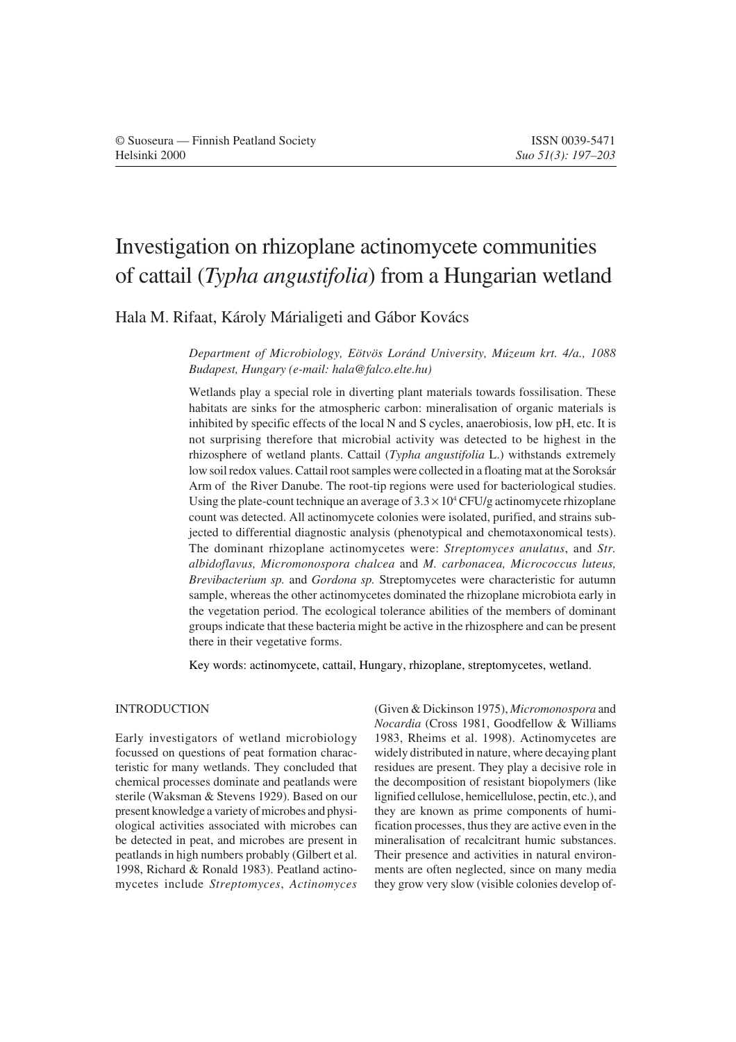# Investigation on rhizoplane actinomycete communities of cattail (*Typha angustifolia*) from a Hungarian wetland

Hala M. Rifaat, Károly Márialigeti and Gábor Kovács

*Department of Microbiology, Eötvös Loránd University, Múzeum krt. 4/a., 1088 Budapest, Hungary (e-mail: hala@falco.elte.hu)*

Wetlands play a special role in diverting plant materials towards fossilisation. These habitats are sinks for the atmospheric carbon: mineralisation of organic materials is inhibited by specific effects of the local N and S cycles, anaerobiosis, low pH, etc. It is not surprising therefore that microbial activity was detected to be highest in the rhizosphere of wetland plants. Cattail (*Typha angustifolia* L.) withstands extremely low soil redox values. Cattail root samples were collected in a floating mat at the Soroksár Arm of the River Danube. The root-tip regions were used for bacteriological studies. Using the plate-count technique an average of $3.3 \times 10^4$ CFU/g actinomycete rhizoplane count was detected. All actinomycete colonies were isolated, purified, and strains subjected to differential diagnostic analysis (phenotypical and chemotaxonomical tests). The dominant rhizoplane actinomycetes were: *Streptomyces anulatus*, and *Str. albidoflavus, Micromonospora chalcea* and *M. carbonacea, Micrococcus luteus, Brevibacterium sp.* and *Gordona sp.* Streptomycetes were characteristic for autumn sample, whereas the other actinomycetes dominated the rhizoplane microbiota early in the vegetation period. The ecological tolerance abilities of the members of dominant groups indicate that these bacteria might be active in the rhizosphere and can be present there in their vegetative forms.

Key words: actinomycete, cattail, Hungary, rhizoplane, streptomycetes, wetland.

## INTRODUCTION

Early investigators of wetland microbiology focussed on questions of peat formation characteristic for many wetlands. They concluded that chemical processes dominate and peatlands were sterile (Waksman & Stevens 1929). Based on our present knowledge a variety of microbes and physiological activities associated with microbes can be detected in peat, and microbes are present in peatlands in high numbers probably (Gilbert et al. 1998, Richard & Ronald 1983). Peatland actinomycetes include *Streptomyces*, *Actinomyces* (Given & Dickinson 1975), *Micromonospora* and *Nocardia* (Cross 1981, Goodfellow & Williams 1983, Rheims et al. 1998). Actinomycetes are widely distributed in nature, where decaying plant residues are present. They play a decisive role in the decomposition of resistant biopolymers (like lignified cellulose, hemicellulose, pectin, etc.), and they are known as prime components of humification processes, thus they are active even in the mineralisation of recalcitrant humic substances. Their presence and activities in natural environments are often neglected, since on many media they grow very slow (visible colonies develop of-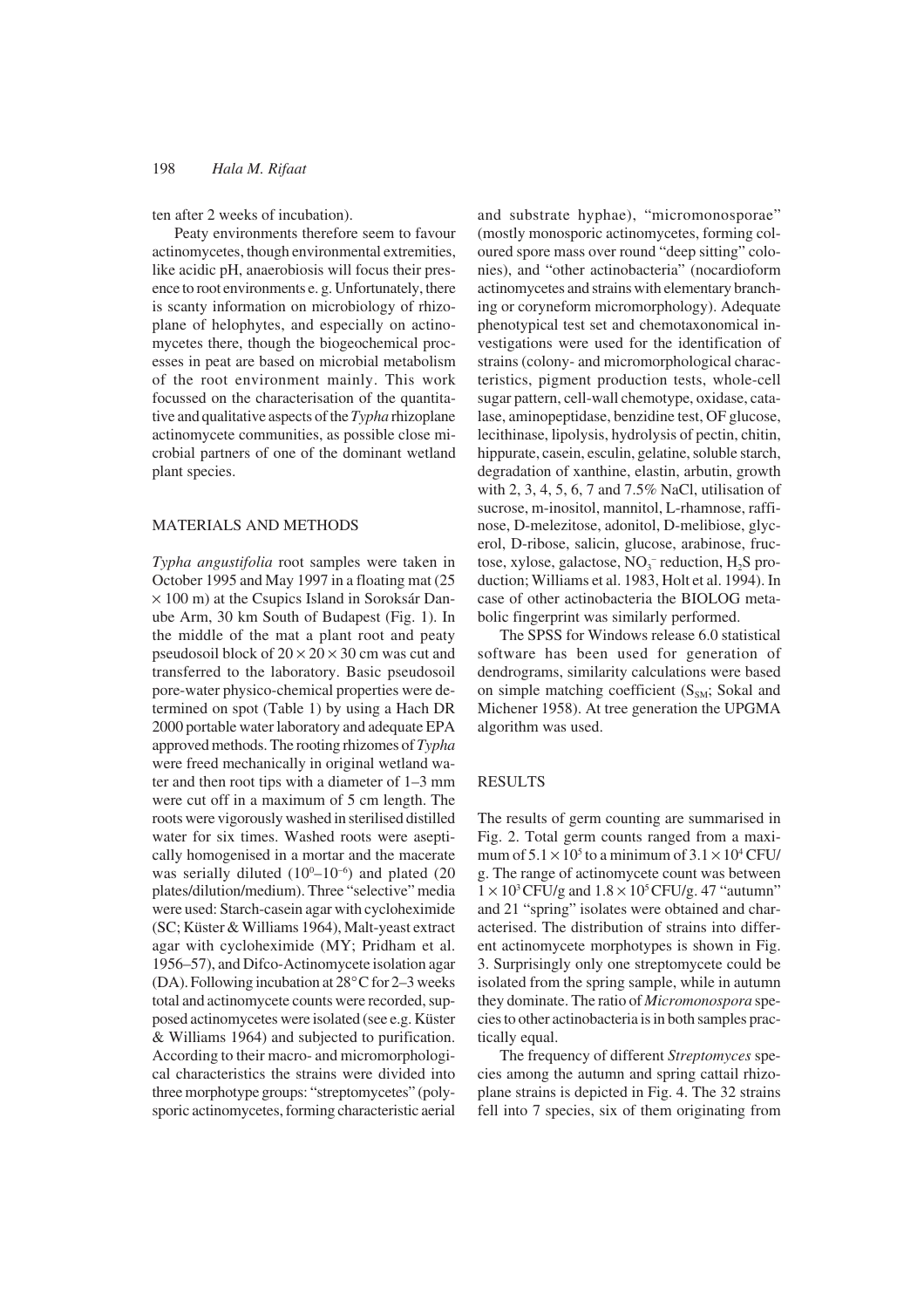ten after 2 weeks of incubation).

Peaty environments therefore seem to favour actinomycetes, though environmental extremities, like acidic pH, anaerobiosis will focus their presence to root environments e. g. Unfortunately, there is scanty information on microbiology of rhizoplane of helophytes, and especially on actinomycetes there, though the biogeochemical processes in peat are based on microbial metabolism of the root environment mainly. This work focussed on the characterisation of the quantitative and qualitative aspects of the *Typha* rhizoplane actinomycete communities, as possible close microbial partners of one of the dominant wetland plant species.

## MATERIALS AND METHODS

*Typha angustifolia* root samples were taken in October 1995 and May 1997 in a floating mat (25 × 100 m) at the Csupics Island in Soroksár Danube Arm, 30 km South of Budapest (Fig. 1). In the middle of the mat a plant root and peaty pseudosoil block of 20 × 20 × 30 cm was cut and transferred to the laboratory. Basic pseudosoil pore-water physico-chemical properties were determined on spot (Table 1) by using a Hach DR 2000 portable water laboratory and adequate EPA approved methods. The rooting rhizomes of *Typha* were freed mechanically in original wetland water and then root tips with a diameter of 1–3 mm were cut off in a maximum of 5 cm length. The roots were vigorously washed in sterilised distilled water for six times. Washed roots were aseptically homogenised in a mortar and the macerate was serially diluted ($10^0$–$10^{-6}$) and plated (20 plates/dilution/medium). Three "selective" media were used: Starch-casein agar with cycloheximide (SC; Küster & Williams 1964), Malt-yeast extract agar with cycloheximide (MY; Pridham et al. 1956–57), and Difco-Actinomycete isolation agar (DA). Following incubation at 28°C for 2–3 weeks total and actinomycete counts were recorded, supposed actinomycetes were isolated (see e.g. Küster & Williams 1964) and subjected to purification. According to their macro- and micromorphological characteristics the strains were divided into three morphotype groups: "streptomycetes" (polysporic actinomycetes, forming characteristic aerial and substrate hyphae), "micromonosporae" (mostly monosporic actinomycetes, forming coloured spore mass over round "deep sitting" colonies), and "other actinobacteria" (nocardioform actinomycetes and strains with elementary branching or coryneform micromorphology). Adequate phenotypical test set and chemotaxonomical investigations were used for the identification of strains (colony- and micromorphological characteristics, pigment production tests, whole-cell sugar pattern, cell-wall chemotype, oxidase, catalase, aminopeptidase, benzidine test, OF glucose, lecithinase, lipolysis, hydrolysis of pectin, chitin, hippurate, casein, esculin, gelatine, soluble starch, degradation of xanthine, elastin, arbutin, growth with 2, 3, 4, 5, 6, 7 and 7.5% NaCl, utilisation of sucrose, m-inositol, mannitol, L-rhamnose, raffinose, D-melezitose, adonitol, D-melibiose, glycerol, D-ribose, salicin, glucose, arabinose, fructose, xylose, galactose, $NO_3^-$ reduction, $H_2S$ production; Williams et al. 1983, Holt et al. 1994). In case of other actinobacteria the BIOLOG metabolic fingerprint was similarly performed.

The SPSS for Windows release 6.0 statistical software has been used for generation of dendrograms, similarity calculations were based on simple matching coefficient ($S_{SM}$; Sokal and Michener 1958). At tree generation the UPGMA algorithm was used.

## RESULTS

The results of germ counting are summarised in Fig. 2. Total germ counts ranged from a maximum of $5.1 \times 10^5$ to a minimum of $3.1 \times 10^4$ CFU/g. The range of actinomycete count was between $1 \times 10^3$ CFU/g and $1.8 \times 10^5$ CFU/g. 47 "autumn" and 21 "spring" isolates were obtained and characterised. The distribution of strains into different actinomycete morphotypes is shown in Fig. 3. Surprisingly only one streptomycete could be isolated from the spring sample, while in autumn they dominate. The ratio of *Micromonospora* species to other actinobacteria is in both samples practically equal.

The frequency of different *Streptomyces* species among the autumn and spring cattail rhizoplane strains is depicted in Fig. 4. The 32 strains fell into 7 species, six of them originating from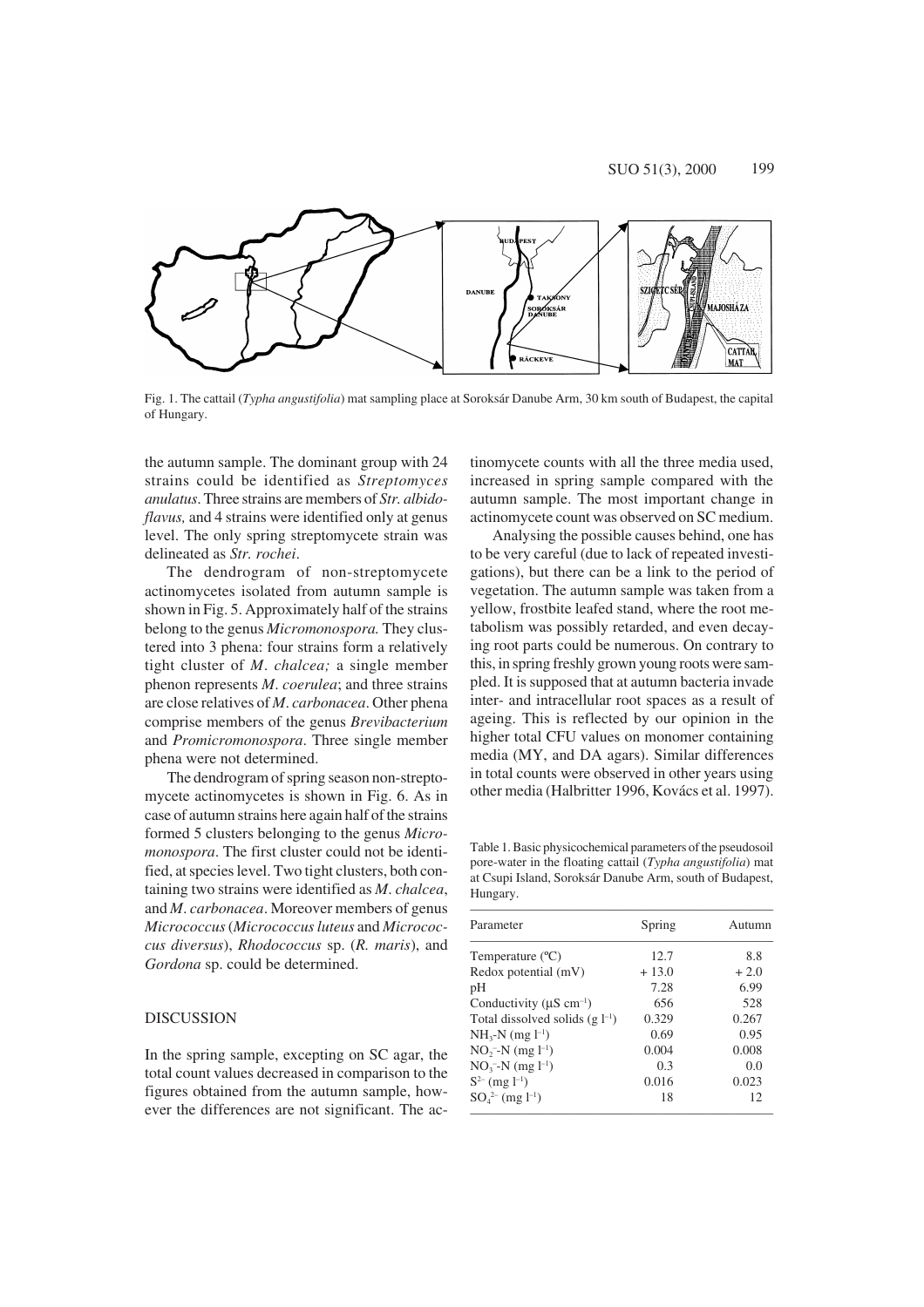Fig. 1. The cattail (*Typha angustifolia*) mat sampling place at Soroksár Danube Arm, 30 km south of Budapest, the capital of Hungary.

the autumn sample. The dominant group with 24 strains could be identified as *Streptomyces anulatus*. Three strains are members of *Str. albidoflavus,* and 4 strains were identified only at genus level. The only spring streptomycete strain was delineated as *Str. rochei*.

The dendrogram of non-streptomycete actinomycetes isolated from autumn sample is shown in Fig. 5. Approximately half of the strains belong to the genus *Micromonospora.* They clustered into 3 phena: four strains form a relatively tight cluster of *M. chalcea;* a single member phenon represents *M. coerulea*; and three strains are close relatives of *M. carbonacea*. Other phena comprise members of the genus *Brevibacterium* and *Promicromonospora*. Three single member phena were not determined.

The dendrogram of spring season non-streptomycete actinomycetes is shown in Fig. 6. As in case of autumn strains here again half of the strains formed 5 clusters belonging to the genus *Micromonospora*. The first cluster could not be identified, at species level. Two tight clusters, both containing two strains were identified as *M. chalcea*, and *M. carbonacea*. Moreover members of genus *Micrococcus* (*Micrococcus luteus* and *Micrococcus diversus*), *Rhodococcus* sp. (*R. maris*), and *Gordona* sp. could be determined.

## DISCUSSION

In the spring sample, excepting on SC agar, the total count values decreased in comparison to the figures obtained from the autumn sample, however the differences are not significant. The actinomycete counts with all the three media used, increased in spring sample compared with the autumn sample. The most important change in actinomycete count was observed on SC medium.

Analysing the possible causes behind, one has to be very careful (due to lack of repeated investigations), but there can be a link to the period of vegetation. The autumn sample was taken from a yellow, frostbite leafed stand, where the root metabolism was possibly retarded, and even decaying root parts could be numerous. On contrary to this, in spring freshly grown young roots were sampled. It is supposed that at autumn bacteria invade inter- and intracellular root spaces as a result of ageing. This is reflected by our opinion in the higher total CFU values on monomer containing media (MY, and DA agars). Similar differences in total counts were observed in other years using other media (Halbritter 1996, Kovács et al. 1997).

Table 1. Basic physicochemical parameters of the pseudosoil pore-water in the floating cattail (*Typha angustifolia*) mat at Csupi Island, Soroksár Danube Arm, south of Budapest, Hungary.

| Parameter | Spring | Autumn |
|---|---|---|
| Temperature (°C) | 12.7 | 8.8 |
| Redox potential (mV) | + 13.0 | + 2.0 |
| pH | 7.28 | 6.99 |
| Conductivity (µS cm$^{-1}$) | 656 | 528 |
| Total dissolved solids (g l$^{-1}$) | 0.329 | 0.267 |
| $NH_3$-N (mg l$^{-1}$) | 0.69 | 0.95 |
| $NO_2^-$-N (mg l$^{-1}$) | 0.004 | 0.008 |
| $NO_3^-$-N (mg l$^{-1}$) | 0.3 | 0.0 |
| $S^{2-}$ (mg l$^{-1}$) | 0.016 | 0.023 |
| $SO_4^{2-}$ (mg l$^{-1}$) | 18 | 12 |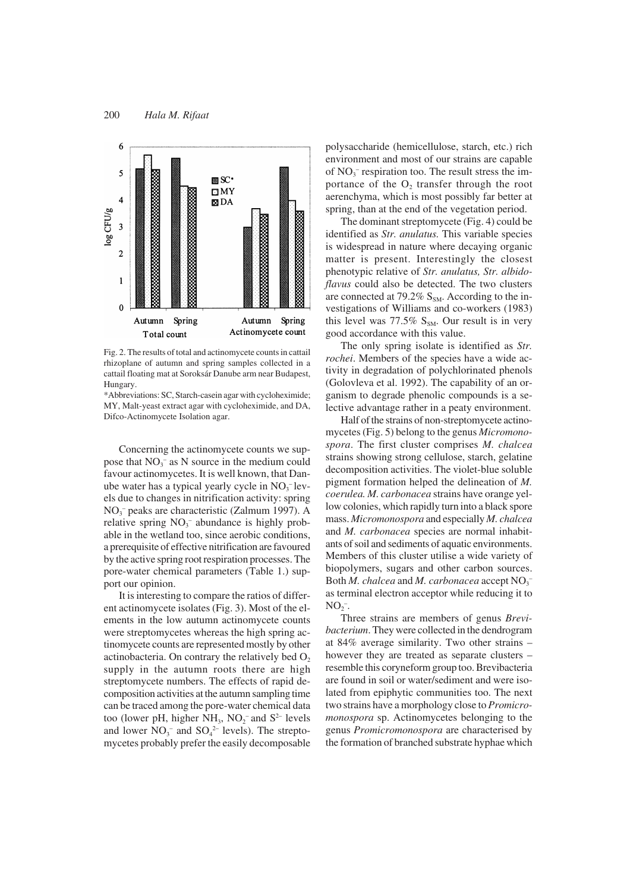Fig. 2. The results of total and actinomycete counts in cattail rhizoplane of autumn and spring samples collected in a cattail floating mat at Soroksár Danube arm near Budapest, Hungary.

*Abbreviations: SC, Starch-casein agar with cycloheximide; MY, Malt-yeast extract agar with cycloheximide, and DA, Difco-Actinomycete Isolation agar.

Concerning the actinomycete counts we suppose that $NO_3^-$ as N source in the medium could favour actinomycetes. It is well known, that Danube water has a typical yearly cycle in $NO_3^-$ levels due to changes in nitrification activity: spring $NO_3^-$ peaks are characteristic (Zalmum 1997). A relative spring $NO_3^-$ abundance is highly probable in the wetland too, since aerobic conditions, a prerequisite of effective nitrification are favoured by the active spring root respiration processes. The pore-water chemical parameters (Table 1.) support our opinion.

It is interesting to compare the ratios of different actinomycete isolates (Fig. 3). Most of the elements in the low autumn actinomycete counts were streptomycetes whereas the high spring actinomycete counts are represented mostly by other actinobacteria. On contrary the relatively bed $O_2$ supply in the autumn roots there are high streptomycete numbers. The effects of rapid decomposition activities at the autumn sampling time can be traced among the pore-water chemical data too (lower pH, higher $NH_3$, $NO_2^-$ and $S^{2-}$ levels and lower $NO_3^-$ and $SO_4^{2-}$ levels). The streptomycetes probably prefer the easily decomposable polysaccharide (hemicellulose, starch, etc.) rich environment and most of our strains are capable of $NO_3^-$ respiration too. The result stress the importance of the $O_2$ transfer through the root aerenchyma, which is most possibly far better at spring, than at the end of the vegetation period.

The dominant streptomycete (Fig. 4) could be identified as *Str. anulatus.* This variable species is widespread in nature where decaying organic matter is present. Interestingly the closest phenotypic relative of *Str. anulatus, Str. albidoflavus* could also be detected. The two clusters are connected at 79.2% $S_{SM}$. According to the investigations of Williams and co-workers (1983) this level was 77.5% $S_{SM}$. Our result is in very good accordance with this value.

The only spring isolate is identified as *Str. rochei*. Members of the species have a wide activity in degradation of polychlorinated phenols (Golovleva et al. 1992). The capability of an organism to degrade phenolic compounds is a selective advantage rather in a peaty environment.

Half of the strains of non-streptomycete actinomycetes (Fig. 5) belong to the genus *Micromonospora*. The first cluster comprises *M. chalcea* strains showing strong cellulose, starch, gelatine decomposition activities. The violet-blue soluble pigment formation helped the delineation of *M. coerulea. M. carbonacea* strains have orange yellow colonies, which rapidly turn into a black spore mass. *Micromonospora* and especially *M. chalcea* and *M. carbonacea* species are normal inhabitants of soil and sediments of aquatic environments. Members of this cluster utilise a wide variety of biopolymers, sugars and other carbon sources. Both *M. chalcea* and *M. carbonacea* accept $NO_3^-$ as terminal electron acceptor while reducing it to $NO_2^-$.

Three strains are members of genus *Brevibacterium*. They were collected in the dendrogram at 84% average similarity. Two other strains – however they are treated as separate clusters – resemble this coryneform group too. Brevibacteria are found in soil or water/sediment and were isolated from epiphytic communities too. The next two strains have a morphology close to *Promicromonospora* sp. Actinomycetes belonging to the genus *Promicromonospora* are characterised by the formation of branched substrate hyphae which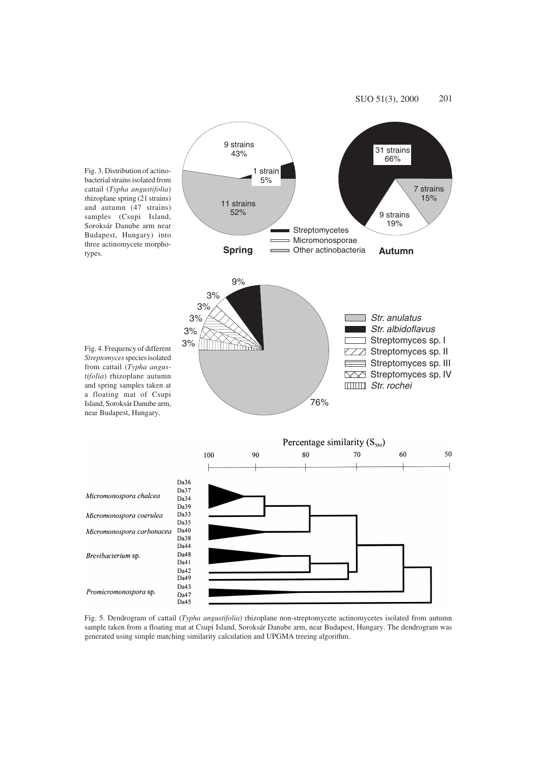Fig. 3. Distribution of actinobacterial strains isolated from cattail (*Typha angustifolia*) rhizoplane spring (21 strains) and autumn (47 strains) samples (Csupi Island, Soroksár Danube arm near Budapest, Hungary) into three actinomycete morphotypes.

Fig. 4. Frequency of different *Streptomyces* species isolated from cattail (*Typha angustifolia*) rhizoplane autumn and spring samples taken at a floating mat of Csupi Island, Soroksár Danube arm, near Budapest, Hungary.

Fig. 5. Dendrogram of cattail (*Typha angustifolia*) rhizoplane non-streptomycete actinomycetes isolated from autumn sample taken from a floating mat at Csupi Island, Soroksár Danube arm, near Budapest, Hungary. The dendrogram was generated using simple matching similarity calculation and UPGMA treeing algorithm.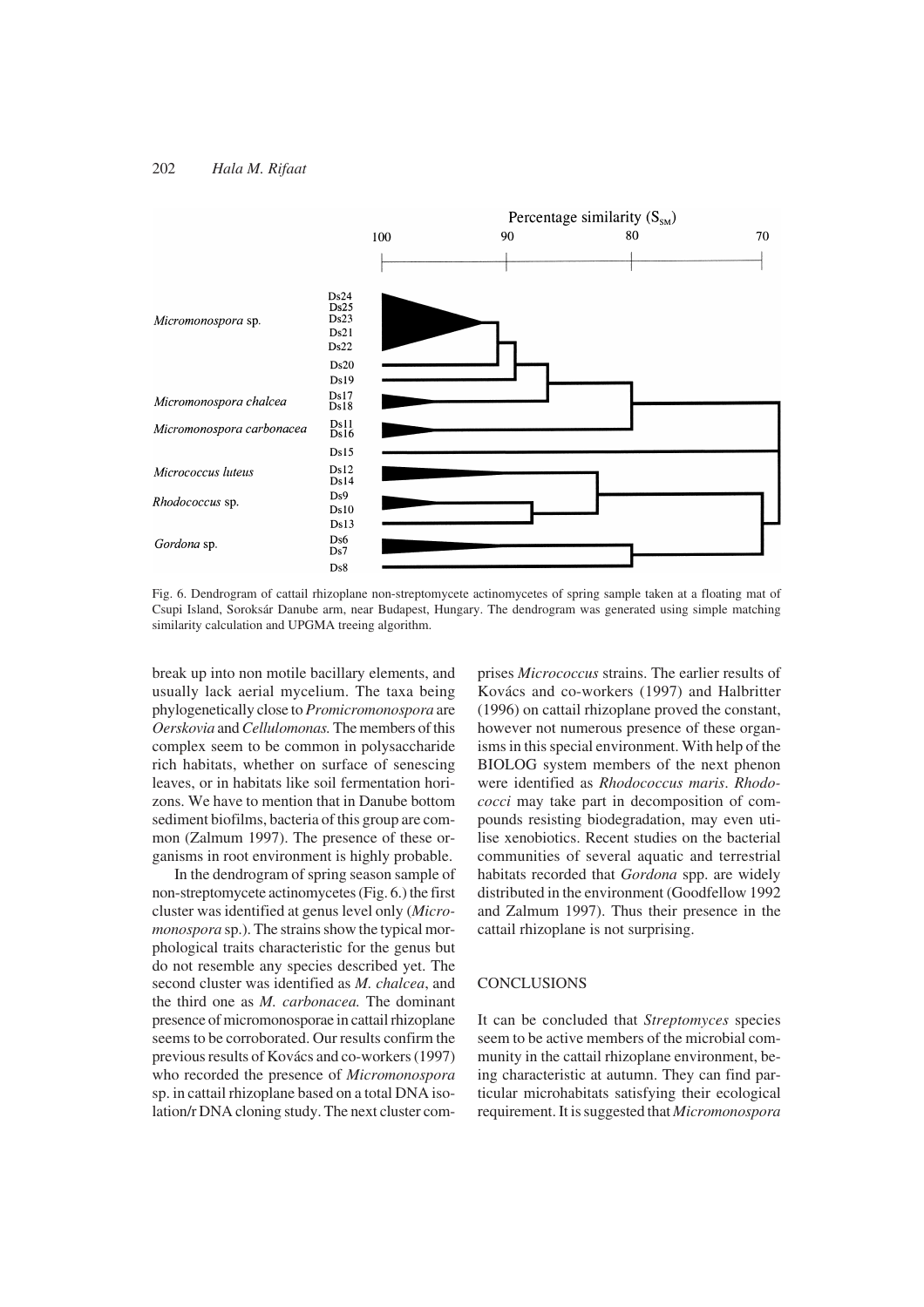Fig. 6. Dendrogram of cattail rhizoplane non-streptomycete actinomycetes of spring sample taken at a floating mat of Csupi Island, Soroksár Danube arm, near Budapest, Hungary. The dendrogram was generated using simple matching similarity calculation and UPGMA treeing algorithm.

break up into non motile bacillary elements, and usually lack aerial mycelium. The taxa being phylogenetically close to *Promicromonospora* are *Oerskovia* and *Cellulomonas.* The members of this complex seem to be common in polysaccharide rich habitats, whether on surface of senescing leaves, or in habitats like soil fermentation horizons. We have to mention that in Danube bottom sediment biofilms, bacteria of this group are common (Zalmum 1997). The presence of these organisms in root environment is highly probable.

In the dendrogram of spring season sample of non-streptomycete actinomycetes (Fig. 6.) the first cluster was identified at genus level only (*Micromonospora* sp.). The strains show the typical morphological traits characteristic for the genus but do not resemble any species described yet. The second cluster was identified as *M. chalcea*, and the third one as *M. carbonacea.* The dominant presence of micromonosporae in cattail rhizoplane seems to be corroborated. Our results confirm the previous results of Kovács and co-workers (1997) who recorded the presence of *Micromonospora* sp. in cattail rhizoplane based on a total DNA isolation/r DNA cloning study. The next cluster comprises *Micrococcus* strains. The earlier results of Kovács and co-workers (1997) and Halbritter (1996) on cattail rhizoplane proved the constant, however not numerous presence of these organisms in this special environment. With help of the BIOLOG system members of the next phenon were identified as *Rhodococcus maris*. *Rhodococci* may take part in decomposition of compounds resisting biodegradation, may even utilise xenobiotics. Recent studies on the bacterial communities of several aquatic and terrestrial habitats recorded that *Gordona* spp. are widely distributed in the environment (Goodfellow 1992 and Zalmum 1997). Thus their presence in the cattail rhizoplane is not surprising.

## CONCLUSIONS

It can be concluded that *Streptomyces* species seem to be active members of the microbial community in the cattail rhizoplane environment, being characteristic at autumn. They can find particular microhabitats satisfying their ecological requirement. It is suggested that *Micromonospora*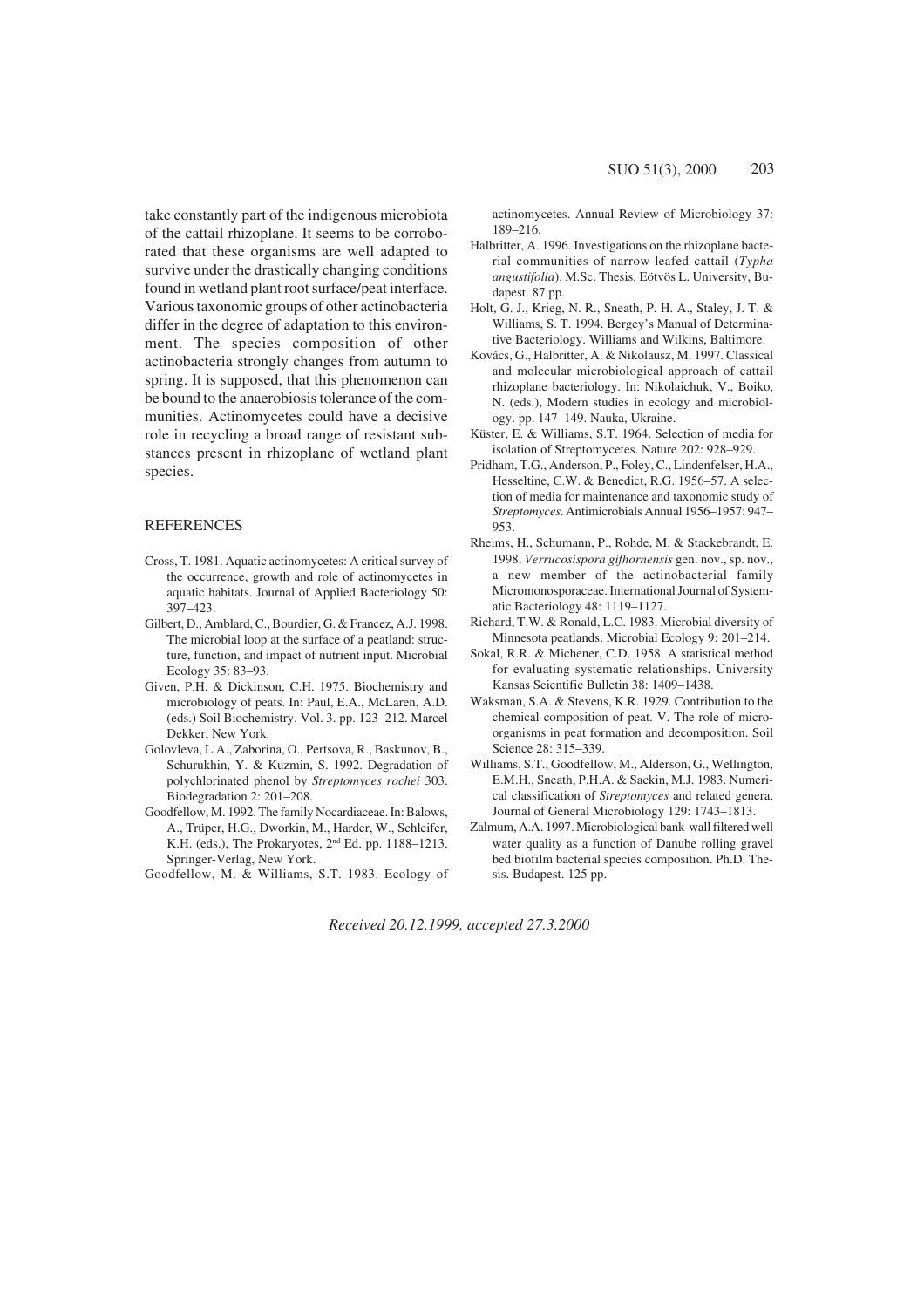take constantly part of the indigenous microbiota of the cattail rhizoplane. It seems to be corroborated that these organisms are well adapted to survive under the drastically changing conditions found in wetland plant root surface/peat interface. Various taxonomic groups of other actinobacteria differ in the degree of adaptation to this environment. The species composition of other actinobacteria strongly changes from autumn to spring. It is supposed, that this phenomenon can be bound to the anaerobiosis tolerance of the communities. Actinomycetes could have a decisive role in recycling a broad range of resistant substances present in rhizoplane of wetland plant species.

## REFERENCES

Cross, T. 1981. Aquatic actinomycetes: A critical survey of the occurrence, growth and role of actinomycetes in aquatic habitats. Journal of Applied Bacteriology 50: 397–423.

Gilbert, D., Amblard, C., Bourdier, G. & Francez, A.J. 1998. The microbial loop at the surface of a peatland: structure, function, and impact of nutrient input. Microbial Ecology 35: 83–93.

Given, P.H. & Dickinson, C.H. 1975. Biochemistry and microbiology of peats. In: Paul, E.A., McLaren, A.D. (eds.) Soil Biochemistry. Vol. 3. pp. 123–212. Marcel Dekker, New York.

Golovleva, L.A., Zaborina, O., Pertsova, R., Baskunov, B., Schurukhin, Y. & Kuzmin, S. 1992. Degradation of polychlorinated phenol by *Streptomyces rochei* 303. Biodegradation 2: 201–208.

Goodfellow, M. 1992. The family Nocardiaceae. In: Balows, A., Trüper, H.G., Dworkin, M., Harder, W., Schleifer, K.H. (eds.), The Prokaryotes, 2nd Ed. pp. 1188–1213. Springer-Verlag, New York.

Goodfellow, M. & Williams, S.T. 1983. Ecology of actinomycetes. Annual Review of Microbiology 37: 189–216.

Halbritter, A. 1996. Investigations on the rhizoplane bacterial communities of narrow-leafed cattail (*Typha angustifolia*). M.Sc. Thesis. Eötvös L. University, Budapest. 87 pp.

Holt, G. J., Krieg, N. R., Sneath, P. H. A., Staley, J. T. & Williams, S. T. 1994. Bergey's Manual of Determinative Bacteriology. Williams and Wilkins, Baltimore.

Kovács, G., Halbritter, A. & Nikolausz, M. 1997. Classical and molecular microbiological approach of cattail rhizoplane bacteriology. In: Nikolaichuk, V., Boiko, N. (eds.), Modern studies in ecology and microbiology. pp. 147–149. Nauka, Ukraine.

Küster, E. & Williams, S.T. 1964. Selection of media for isolation of Streptomycetes. Nature 202: 928–929.

Pridham, T.G., Anderson, P., Foley, C., Lindenfelser, H.A., Hesseltine, C.W. & Benedict, R.G. 1956–57. A selection of media for maintenance and taxonomic study of *Streptomyces*. Antimicrobials Annual 1956–1957: 947–953.

Rheims, H., Schumann, P., Rohde, M. & Stackebrandt, E. 1998. *Verrucosispora gifhornensis* gen. nov., sp. nov., a new member of the actinobacterial family Micromonosporaceae. International Journal of Systematic Bacteriology 48: 1119–1127.

Richard, T.W. & Ronald, L.C. 1983. Microbial diversity of Minnesota peatlands. Microbial Ecology 9: 201–214.

Sokal, R.R. & Michener, C.D. 1958. A statistical method for evaluating systematic relationships. University Kansas Scientific Bulletin 38: 1409–1438.

Waksman, S.A. & Stevens, K.R. 1929. Contribution to the chemical composition of peat. V. The role of microorganisms in peat formation and decomposition. Soil Science 28: 315–339.

Williams, S.T., Goodfellow, M., Alderson, G., Wellington, E.M.H., Sneath, P.H.A. & Sackin, M.J. 1983. Numerical classification of *Streptomyces* and related genera. Journal of General Microbiology 129: 1743–1813.

Zalmum, A.A. 1997. Microbiological bank-wall filtered well water quality as a function of Danube rolling gravel bed biofilm bacterial species composition. Ph.D. Thesis. Budapest. 125 pp.

*Received 20.12.1999, accepted 27.3.2000*